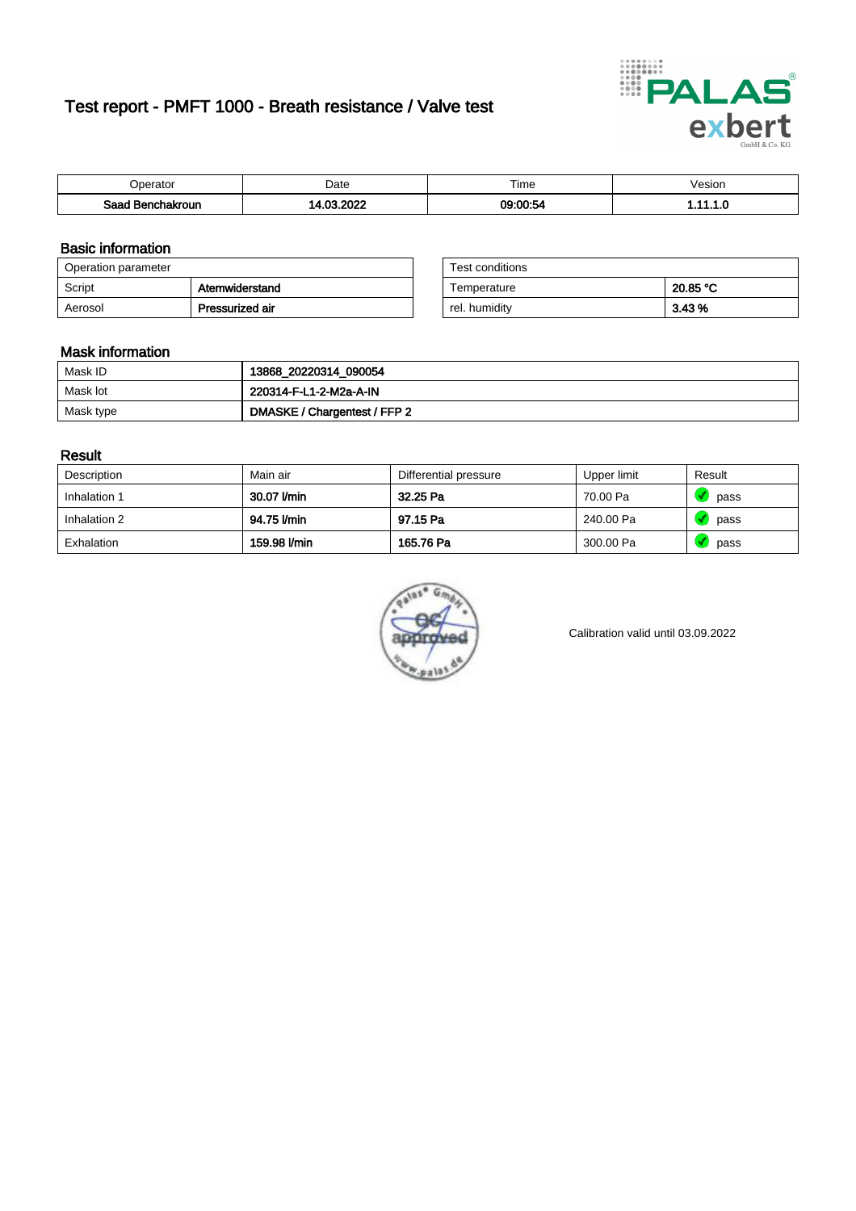# Test report - PMFT 1000 - Breath resistance / Valve test

| Operator | Date | Time | Vesion |
|---|---|---|---|
| **Saad Benchakroun** | **14.03.2022** | **09:00:54** | **1.11.1.0** |

## Basic information

| Operation parameter | |
|---|---|
| Script | **Atemwiderstand** |
| Aerosol | **Pressurized air** |

| Test conditions | |
|---|---|
| Temperature | **20.85 °C** |
| rel. humidity | **3.43 %** |

## Mask information

| | |
|---|---|
| Mask ID | **13868_20220314_090054** |
| Mask lot | **220314-F-L1-2-M2a-A-IN** |
| Mask type | **DMASKE / Chargentest / FFP 2** |

## Result

| Description | Main air | Differential pressure | Upper limit | Result |
|---|---|---|---|---|
| Inhalation 1 | **30.07 l/min** | **32.25 Pa** | 70.00 Pa | pass |
| Inhalation 2 | **94.75 l/min** | **97.15 Pa** | 240.00 Pa | pass |
| Exhalation | **159.98 l/min** | **165.76 Pa** | 300.00 Pa | pass |

Calibration valid until 03.09.2022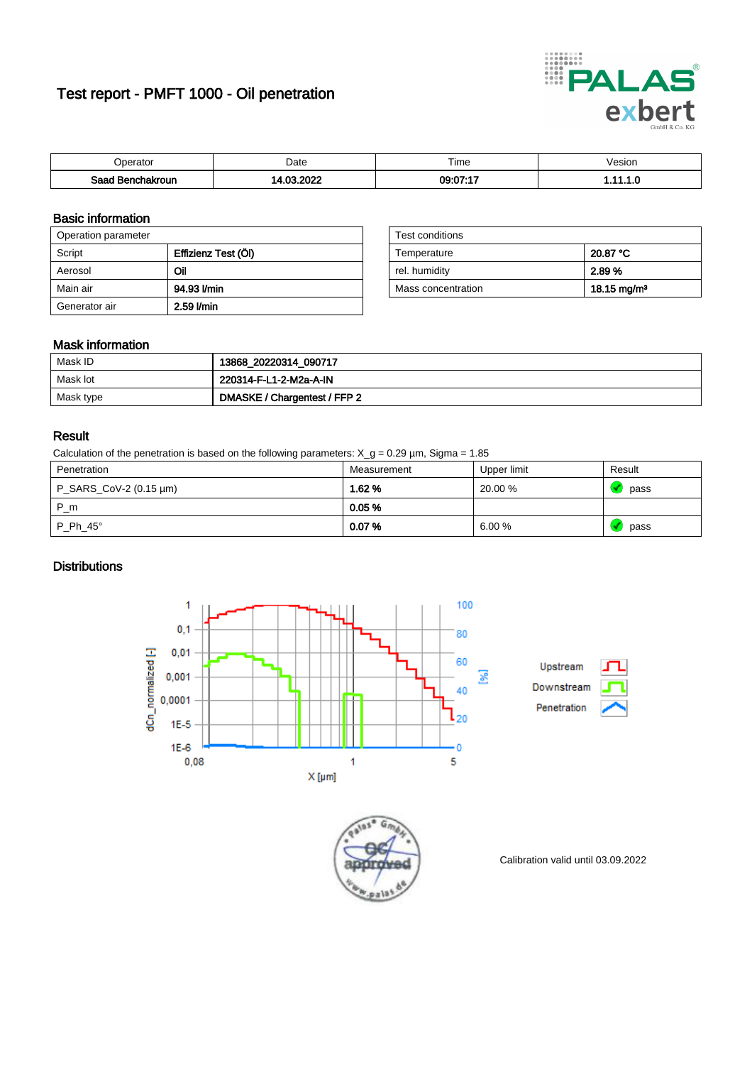# Test report - PMFT 1000 - Oil penetration

| Operator | Date | Time | Vesion |
|---|---|---|---|
| Saad Benchakroun | 14.03.2022 | 09:07:17 | 1.11.1.0 |

## Basic information

| Operation parameter | |
|---|---|
| Script | Effizienz Test (Öl) |
| Aerosol | Oil |
| Main air | 94.93 l/min |
| Generator air | 2.59 l/min |

| Test conditions | |
|---|---|
| Temperature | 20.87 °C |
| rel. humidity | 2.89 % |
| Mass concentration | 18.15 mg/m³ |

## Mask information

| | |
|---|---|
| Mask ID | 13868_20220314_090717 |
| Mask lot | 220314-F-L1-2-M2a-A-IN |
| Mask type | DMASKE / Chargentest / FFP 2 |

## Result

Calculation of the penetration is based on the following parameters: $X_g$ = 0.29 µm, Sigma = 1.85

| Penetration | Measurement | Upper limit | Result |
|---|---|---|---|
| P_SARS_CoV-2 (0.15 µm) | 1.62 % | 20.00 % | pass |
| P_m | 0.05 % | | |
| P_Ph_45° | 0.07 % | 6.00 % | pass |

## Distributions

dCn_normalized [-]
1
0,1
0,01
0,001
0,0001
1E-5
1E-6
0,08
1
5
X [µm]
[%]
100
80
60
40
20
0
Upstream
Downstream
Penetration

Calibration valid until 03.09.2022